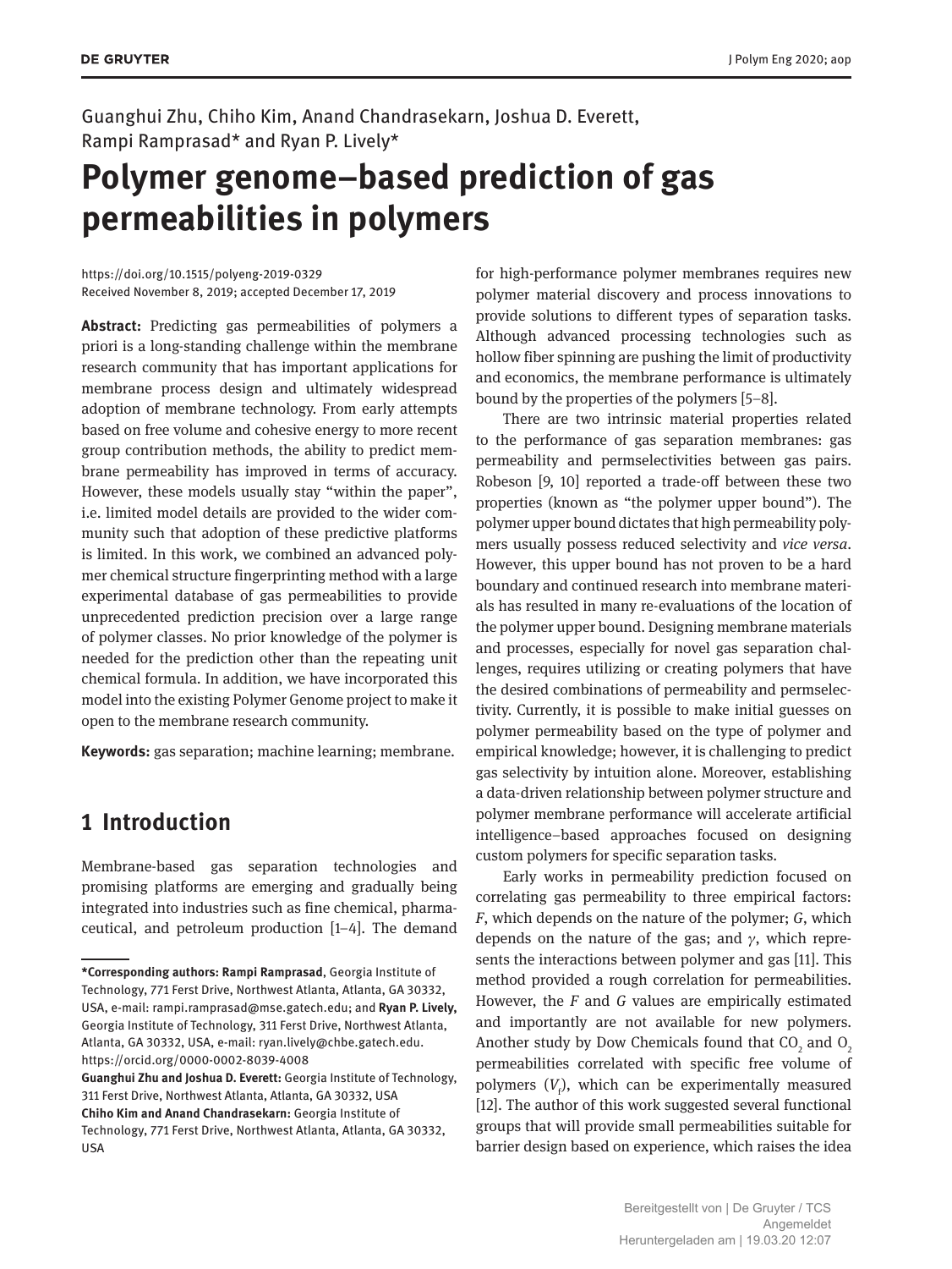Guanghui Zhu, Chiho Kim, Anand Chandrasekarn, Joshua D. Everett, Rampi Ramprasad* and Ryan P. Lively*

# Polymer genome–based prediction of gas permeabilities in polymers

https://doi.org/10.1515/polyeng-2019-0329
Received November 8, 2019; accepted December 17, 2019

**Abstract:** Predicting gas permeabilities of polymers a priori is a long-standing challenge within the membrane research community that has important applications for membrane process design and ultimately widespread adoption of membrane technology. From early attempts based on free volume and cohesive energy to more recent group contribution methods, the ability to predict membrane permeability has improved in terms of accuracy. However, these models usually stay "within the paper", i.e. limited model details are provided to the wider community such that adoption of these predictive platforms is limited. In this work, we combined an advanced polymer chemical structure fingerprinting method with a large experimental database of gas permeabilities to provide unprecedented prediction precision over a large range of polymer classes. No prior knowledge of the polymer is needed for the prediction other than the repeating unit chemical formula. In addition, we have incorporated this model into the existing Polymer Genome project to make it open to the membrane research community.

**Keywords:** gas separation; machine learning; membrane.

## 1 Introduction

Membrane-based gas separation technologies and promising platforms are emerging and gradually being integrated into industries such as fine chemical, pharmaceutical, and petroleum production [1–4]. The demand for high-performance polymer membranes requires new polymer material discovery and process innovations to provide solutions to different types of separation tasks. Although advanced processing technologies such as hollow fiber spinning are pushing the limit of productivity and economics, the membrane performance is ultimately bound by the properties of the polymers [5–8].

There are two intrinsic material properties related to the performance of gas separation membranes: gas permeability and permselectivities between gas pairs. Robeson [9, 10] reported a trade-off between these two properties (known as "the polymer upper bound"). The polymer upper bound dictates that high permeability polymers usually possess reduced selectivity and *vice versa*. However, this upper bound has not proven to be a hard boundary and continued research into membrane materials has resulted in many re-evaluations of the location of the polymer upper bound. Designing membrane materials and processes, especially for novel gas separation challenges, requires utilizing or creating polymers that have the desired combinations of permeability and permselectivity. Currently, it is possible to make initial guesses on polymer permeability based on the type of polymer and empirical knowledge; however, it is challenging to predict gas selectivity by intuition alone. Moreover, establishing a data-driven relationship between polymer structure and polymer membrane performance will accelerate artificial intelligence–based approaches focused on designing custom polymers for specific separation tasks.

Early works in permeability prediction focused on correlating gas permeability to three empirical factors: *F*, which depends on the nature of the polymer; *G*, which depends on the nature of the gas; and $\gamma$, which represents the interactions between polymer and gas [11]. This method provided a rough correlation for permeabilities. However, the *F* and *G* values are empirically estimated and importantly are not available for new polymers. Another study by Dow Chemicals found that $CO_2$ and $O_2$ permeabilities correlated with specific free volume of polymers ($V_f$), which can be experimentally measured [12]. The author of this work suggested several functional groups that will provide small permeabilities suitable for barrier design based on experience, which raises the idea

---

**\*Corresponding authors: Rampi Ramprasad**, Georgia Institute of Technology, 771 Ferst Drive, Northwest Atlanta, Atlanta, GA 30332, USA, e-mail: rampi.ramprasad@mse.gatech.edu; and **Ryan P. Lively,** Georgia Institute of Technology, 311 Ferst Drive, Northwest Atlanta, Atlanta, GA 30332, USA, e-mail: ryan.lively@chbe.gatech.edu. https://orcid.org/0000-0002-8039-4008
**Guanghui Zhu and Joshua D. Everett:** Georgia Institute of Technology, 311 Ferst Drive, Northwest Atlanta, Atlanta, GA 30332, USA
**Chiho Kim and Anand Chandrasekarn:** Georgia Institute of Technology, 771 Ferst Drive, Northwest Atlanta, Atlanta, GA 30332, USA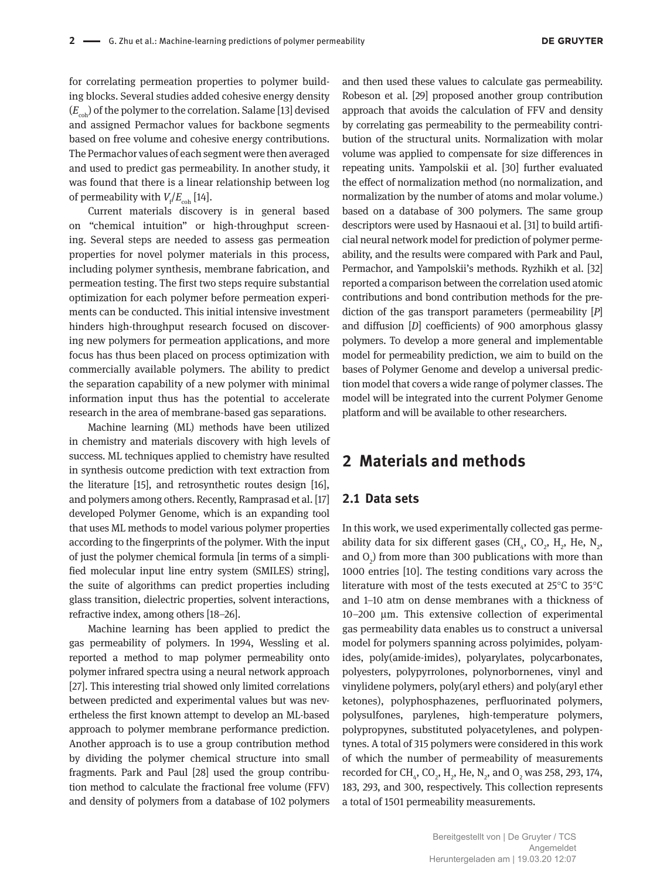for correlating permeation properties to polymer building blocks. Several studies added cohesive energy density ($E_{coh}$) of the polymer to the correlation. Salame [13] devised and assigned Permachor values for backbone segments based on free volume and cohesive energy contributions. The Permachor values of each segment were then averaged and used to predict gas permeability. In another study, it was found that there is a linear relationship between log of permeability with $V_f/E_{coh}$ [14].

Current materials discovery is in general based on "chemical intuition" or high-throughput screening. Several steps are needed to assess gas permeation properties for novel polymer materials in this process, including polymer synthesis, membrane fabrication, and permeation testing. The first two steps require substantial optimization for each polymer before permeation experiments can be conducted. This initial intensive investment hinders high-throughput research focused on discovering new polymers for permeation applications, and more focus has thus been placed on process optimization with commercially available polymers. The ability to predict the separation capability of a new polymer with minimal information input thus has the potential to accelerate research in the area of membrane-based gas separations.

Machine learning (ML) methods have been utilized in chemistry and materials discovery with high levels of success. ML techniques applied to chemistry have resulted in synthesis outcome prediction with text extraction from the literature [15], and retrosynthetic routes design [16], and polymers among others. Recently, Ramprasad et al. [17] developed Polymer Genome, which is an expanding tool that uses ML methods to model various polymer properties according to the fingerprints of the polymer. With the input of just the polymer chemical formula [in terms of a simplified molecular input line entry system (SMILES) string], the suite of algorithms can predict properties including glass transition, dielectric properties, solvent interactions, refractive index, among others [18–26].

Machine learning has been applied to predict the gas permeability of polymers. In 1994, Wessling et al. reported a method to map polymer permeability onto polymer infrared spectra using a neural network approach [27]. This interesting trial showed only limited correlations between predicted and experimental values but was nevertheless the first known attempt to develop an ML-based approach to polymer membrane performance prediction. Another approach is to use a group contribution method by dividing the polymer chemical structure into small fragments. Park and Paul [28] used the group contribution method to calculate the fractional free volume (FFV) and density of polymers from a database of 102 polymers and then used these values to calculate gas permeability. Robeson et al. [29] proposed another group contribution approach that avoids the calculation of FFV and density by correlating gas permeability to the permeability contribution of the structural units. Normalization with molar volume was applied to compensate for size differences in repeating units. Yampolskii et al. [30] further evaluated the effect of normalization method (no normalization, and normalization by the number of atoms and molar volume.) based on a database of 300 polymers. The same group descriptors were used by Hasnaoui et al. [31] to build artificial neural network model for prediction of polymer permeability, and the results were compared with Park and Paul, Permachor, and Yampolskii's methods. Ryzhikh et al. [32] reported a comparison between the correlation used atomic contributions and bond contribution methods for the prediction of the gas transport parameters (permeability [$P$] and diffusion [$D$] coefficients) of 900 amorphous glassy polymers. To develop a more general and implementable model for permeability prediction, we aim to build on the bases of Polymer Genome and develop a universal prediction model that covers a wide range of polymer classes. The model will be integrated into the current Polymer Genome platform and will be available to other researchers.

## 2 Materials and methods

### 2.1 Data sets

In this work, we used experimentally collected gas permeability data for six different gases ($CH_4$, $CO_2$, $H_2$, He, $N_2$, and $O_2$) from more than 300 publications with more than 1000 entries [10]. The testing conditions vary across the literature with most of the tests executed at 25°C to 35°C and 1–10 atm on dense membranes with a thickness of 10–200 µm. This extensive collection of experimental gas permeability data enables us to construct a universal model for polymers spanning across polyimides, polyamides, poly(amide-imides), polyarylates, polycarbonates, polyesters, polypyrrolones, polynorbornenes, vinyl and vinylidene polymers, poly(aryl ethers) and poly(aryl ether ketones), polyphosphazenes, perfluorinated polymers, polysulfones, parylenes, high-temperature polymers, polypropynes, substituted polyacetylenes, and polypentynes. A total of 315 polymers were considered in this work of which the number of permeability of measurements recorded for $CH_4$, $CO_2$, $H_2$, He, $N_2$, and $O_2$ was 258, 293, 174, 183, 293, and 300, respectively. This collection represents a total of 1501 permeability measurements.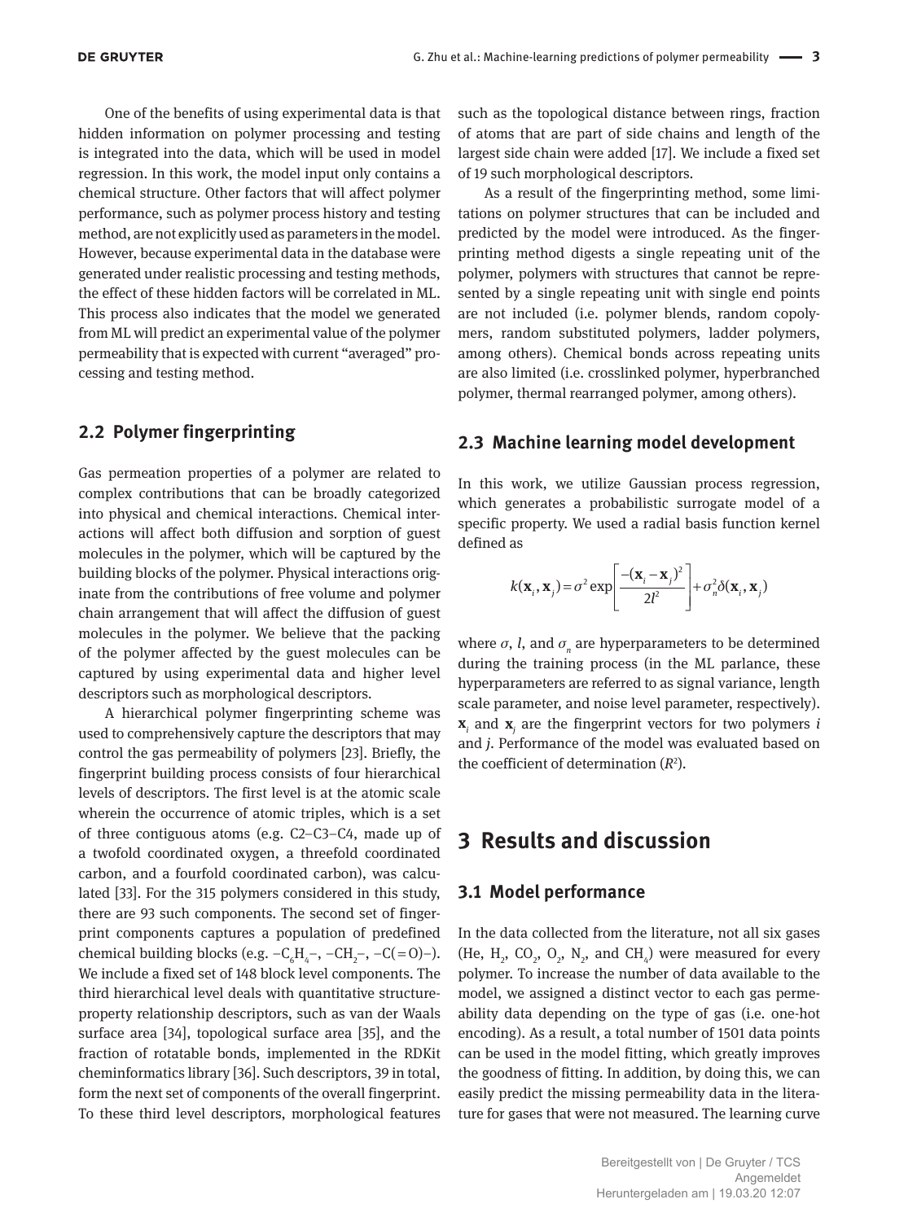One of the benefits of using experimental data is that hidden information on polymer processing and testing is integrated into the data, which will be used in model regression. In this work, the model input only contains a chemical structure. Other factors that will affect polymer performance, such as polymer process history and testing method, are not explicitly used as parameters in the model. However, because experimental data in the database were generated under realistic processing and testing methods, the effect of these hidden factors will be correlated in ML. This process also indicates that the model we generated from ML will predict an experimental value of the polymer permeability that is expected with current "averaged" processing and testing method.

## 2.2 Polymer fingerprinting

Gas permeation properties of a polymer are related to complex contributions that can be broadly categorized into physical and chemical interactions. Chemical interactions will affect both diffusion and sorption of guest molecules in the polymer, which will be captured by the building blocks of the polymer. Physical interactions originate from the contributions of free volume and polymer chain arrangement that will affect the diffusion of guest molecules in the polymer. We believe that the packing of the polymer affected by the guest molecules can be captured by using experimental data and higher level descriptors such as morphological descriptors.

A hierarchical polymer fingerprinting scheme was used to comprehensively capture the descriptors that may control the gas permeability of polymers [23]. Briefly, the fingerprint building process consists of four hierarchical levels of descriptors. The first level is at the atomic scale wherein the occurrence of atomic triples, which is a set of three contiguous atoms (e.g. C2–C3–C4, made up of a twofold coordinated oxygen, a threefold coordinated carbon, and a fourfold coordinated carbon), was calculated [33]. For the 315 polymers considered in this study, there are 93 such components. The second set of fingerprint components captures a population of predefined chemical building blocks (e.g. $–C_6H_4–$, $–CH_2–$, $–C(=O)–$). We include a fixed set of 148 block level components. The third hierarchical level deals with quantitative structure-property relationship descriptors, such as van der Waals surface area [34], topological surface area [35], and the fraction of rotatable bonds, implemented in the RDKit cheminformatics library [36]. Such descriptors, 39 in total, form the next set of components of the overall fingerprint. To these third level descriptors, morphological features such as the topological distance between rings, fraction of atoms that are part of side chains and length of the largest side chain were added [17]. We include a fixed set of 19 such morphological descriptors.

As a result of the fingerprinting method, some limitations on polymer structures that can be included and predicted by the model were introduced. As the fingerprinting method digests a single repeating unit of the polymer, polymers with structures that cannot be represented by a single repeating unit with single end points are not included (i.e. polymer blends, random copolymers, random substituted polymers, ladder polymers, among others). Chemical bonds across repeating units are also limited (i.e. crosslinked polymer, hyperbranched polymer, thermal rearranged polymer, among others).

## 2.3 Machine learning model development

In this work, we utilize Gaussian process regression, which generates a probabilistic surrogate model of a specific property. We used a radial basis function kernel defined as

$$k(\mathbf{x}_i, \mathbf{x}_j) = \sigma^2 \exp\left[\frac{-(\mathbf{x}_i - \mathbf{x}_j)^2}{2l^2}\right] + \sigma_n^2 \delta(\mathbf{x}_i, \mathbf{x}_j)$$

where $\sigma$, $l$, and $\sigma_n$ are hyperparameters to be determined during the training process (in the ML parlance, these hyperparameters are referred to as signal variance, length scale parameter, and noise level parameter, respectively). $\mathbf{x}_i$ and $\mathbf{x}_j$ are the fingerprint vectors for two polymers $i$ and $j$. Performance of the model was evaluated based on the coefficient of determination ($R^2$).

# 3 Results and discussion

## 3.1 Model performance

In the data collected from the literature, not all six gases (He, $H_2$, $CO_2$, $O_2$, $N_2$, and $CH_4$) were measured for every polymer. To increase the number of data available to the model, we assigned a distinct vector to each gas permeability data depending on the type of gas (i.e. one-hot encoding). As a result, a total number of 1501 data points can be used in the model fitting, which greatly improves the goodness of fitting. In addition, by doing this, we can easily predict the missing permeability data in the literature for gases that were not measured. The learning curve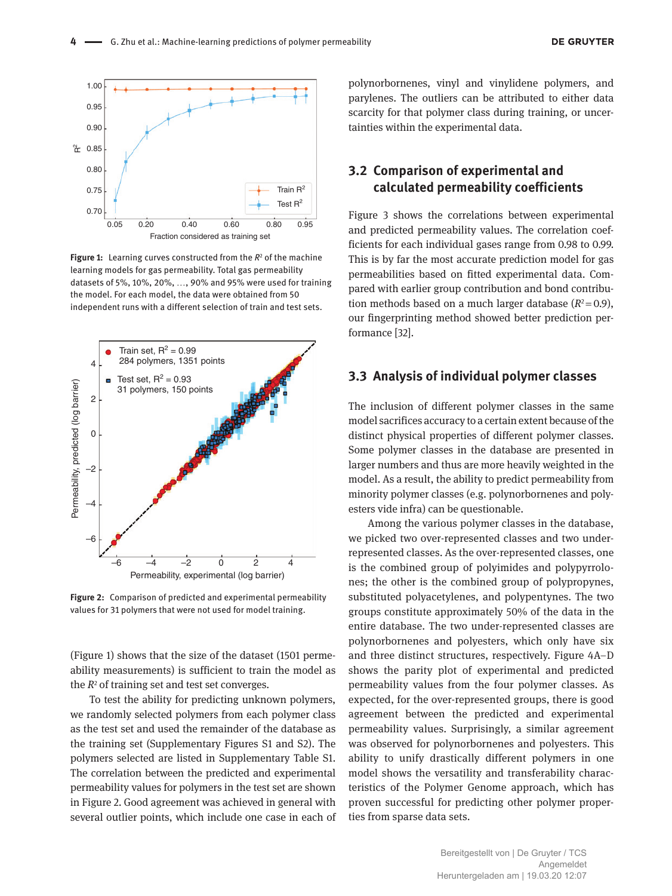Figure 1: Learning curves constructed from the $R^2$ of the machine learning models for gas permeability. Total gas permeability datasets of 5%, 10%, 20%, …, 90% and 95% were used for training the model. For each model, the data were obtained from 50 independent runs with a different selection of train and test sets.

Figure 2: Comparison of predicted and experimental permeability values for 31 polymers that were not used for model training.

(Figure 1) shows that the size of the dataset (1501 permeability measurements) is sufficient to train the model as the $R^2$ of training set and test set converges.

To test the ability for predicting unknown polymers, we randomly selected polymers from each polymer class as the test set and used the remainder of the database as the training set (Supplementary Figures S1 and S2). The polymers selected are listed in Supplementary Table S1. The correlation between the predicted and experimental permeability values for polymers in the test set are shown in Figure 2. Good agreement was achieved in general with several outlier points, which include one case in each of polynorbornenes, vinyl and vinylidene polymers, and parylenes. The outliers can be attributed to either data scarcity for that polymer class during training, or uncertainties within the experimental data.

## 3.2 Comparison of experimental and calculated permeability coefficients

Figure 3 shows the correlations between experimental and predicted permeability values. The correlation coefficients for each individual gases range from 0.98 to 0.99. This is by far the most accurate prediction model for gas permeabilities based on fitted experimental data. Compared with earlier group contribution and bond contribution methods based on a much larger database ($R^2 = 0.9$), our fingerprinting method showed better prediction performance [32].

## 3.3 Analysis of individual polymer classes

The inclusion of different polymer classes in the same model sacrifices accuracy to a certain extent because of the distinct physical properties of different polymer classes. Some polymer classes in the database are presented in larger numbers and thus are more heavily weighted in the model. As a result, the ability to predict permeability from minority polymer classes (e.g. polynorbornenes and polyesters vide infra) can be questionable.

Among the various polymer classes in the database, we picked two over-represented classes and two under-represented classes. As the over-represented classes, one is the combined group of polyimides and polypyrrolones; the other is the combined group of polypropynes, substituted polyacetylenes, and polypentynes. The two groups constitute approximately 50% of the data in the entire database. The two under-represented classes are polynorbornenes and polyesters, which only have six and three distinct structures, respectively. Figure 4A–D shows the parity plot of experimental and predicted permeability values from the four polymer classes. As expected, for the over-represented groups, there is good agreement between the predicted and experimental permeability values. Surprisingly, a similar agreement was observed for polynorbornenes and polyesters. This ability to unify drastically different polymers in one model shows the versatility and transferability characteristics of the Polymer Genome approach, which has proven successful for predicting other polymer properties from sparse data sets.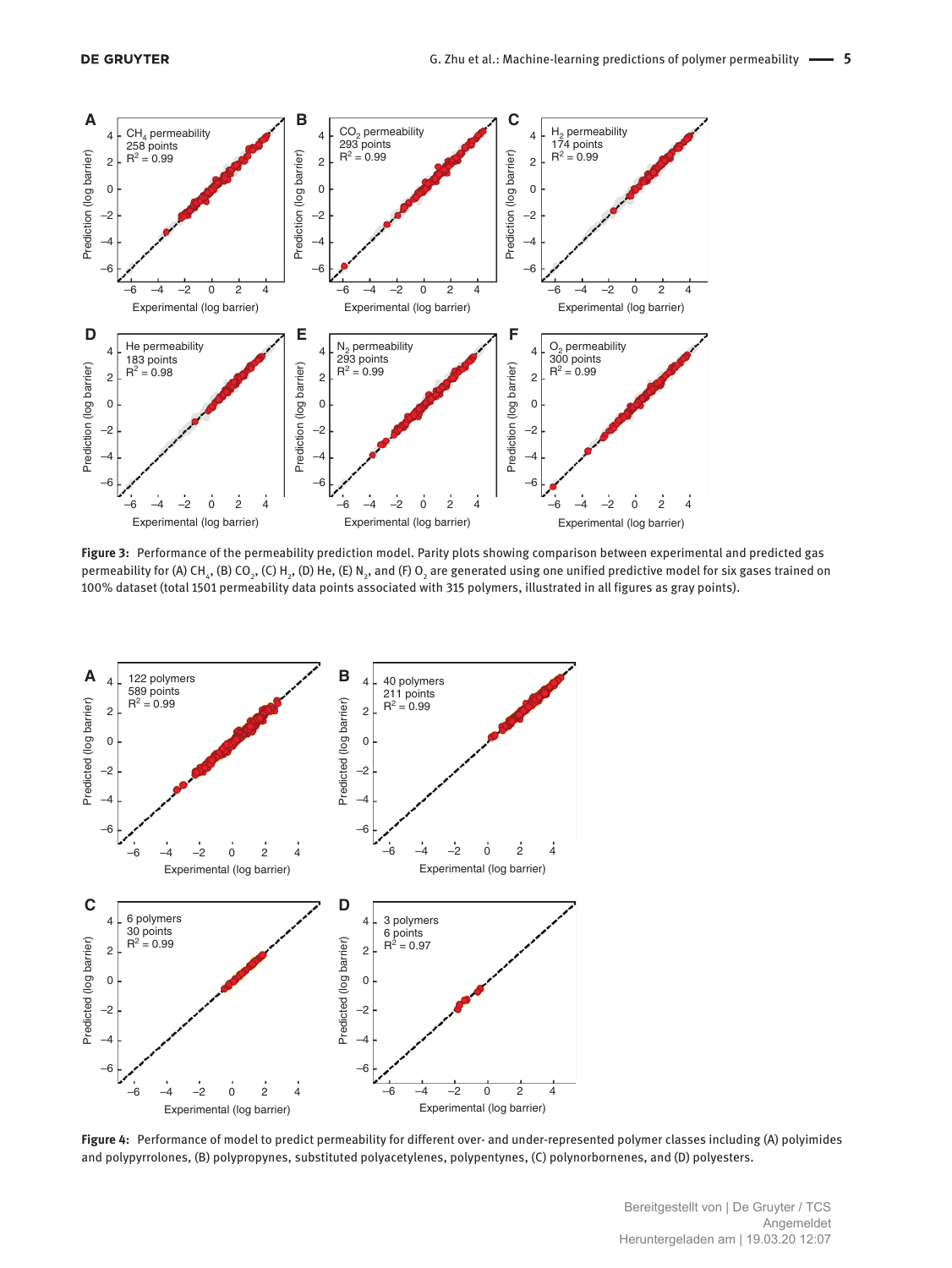**Figure 3:** Performance of the permeability prediction model. Parity plots showing comparison between experimental and predicted gas permeability for (A) $CH_4$, (B) $CO_2$, (C) $H_2$, (D) He, (E) $N_2$, and (F) $O_2$ are generated using one unified predictive model for six gases trained on 100% dataset (total 1501 permeability data points associated with 315 polymers, illustrated in all figures as gray points).

**Figure 4:** Performance of model to predict permeability for different over- and under-represented polymer classes including (A) polyimides and polypyrrolones, (B) polypropynes, substituted polyacetylenes, polypentynes, (C) polynorbornenes, and (D) polyesters.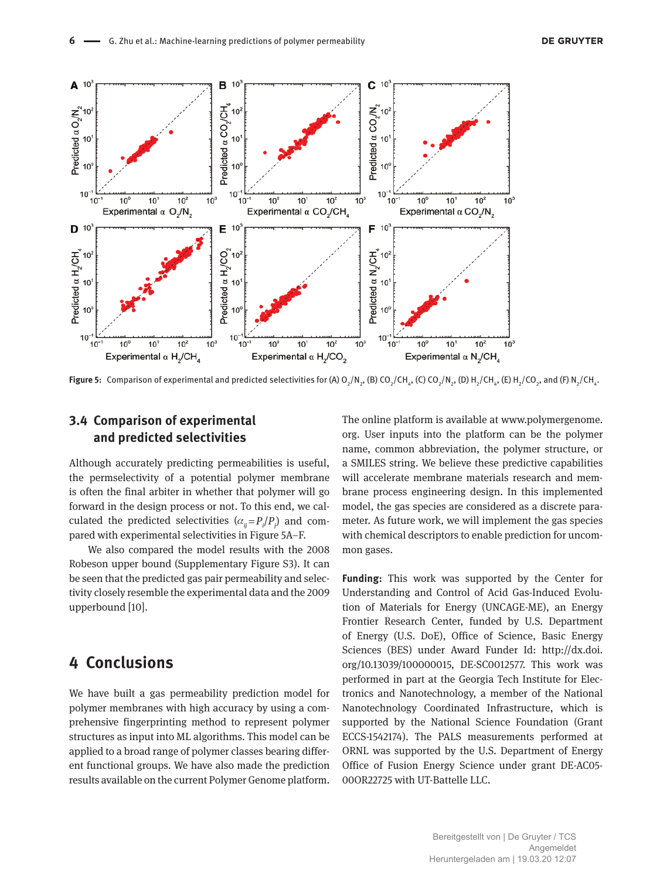Figure 5: Comparison of experimental and predicted selectivities for (A) $O_2/N_2$, (B) $CO_2/CH_4$, (C) $CO_2/N_2$, (D) $H_2/CH_4$, (E) $H_2/CO_2$, and (F) $N_2/CH_4$.

### 3.4 Comparison of experimental and predicted selectivities

Although accurately predicting permeabilities is useful, the permselectivity of a potential polymer membrane is often the final arbiter in whether that polymer will go forward in the design process or not. To this end, we calculated the predicted selectivities ($\alpha_{ij} = P_i/P_j$) and compared with experimental selectivities in Figure 5A–F.

We also compared the model results with the 2008 Robeson upper bound (Supplementary Figure S3). It can be seen that the predicted gas pair permeability and selectivity closely resemble the experimental data and the 2009 upperbound [10].

## 4 Conclusions

We have built a gas permeability prediction model for polymer membranes with high accuracy by using a comprehensive fingerprinting method to represent polymer structures as input into ML algorithms. This model can be applied to a broad range of polymer classes bearing different functional groups. We have also made the prediction results available on the current Polymer Genome platform. The online platform is available at www.polymergenome.org. User inputs into the platform can be the polymer name, common abbreviation, the polymer structure, or a SMILES string. We believe these predictive capabilities will accelerate membrane materials research and membrane process engineering design. In this implemented model, the gas species are considered as a discrete parameter. As future work, we will implement the gas species with chemical descriptors to enable prediction for uncommon gases.

**Funding:** This work was supported by the Center for Understanding and Control of Acid Gas-Induced Evolution of Materials for Energy (UNCAGE-ME), an Energy Frontier Research Center, funded by U.S. Department of Energy (U.S. DoE), Office of Science, Basic Energy Sciences (BES) under Award Funder Id: http://dx.doi.org/10.13039/100000015, DE-SC0012577. This work was performed in part at the Georgia Tech Institute for Electronics and Nanotechnology, a member of the National Nanotechnology Coordinated Infrastructure, which is supported by the National Science Foundation (Grant ECCS-1542174). The PALS measurements performed at ORNL was supported by the U.S. Department of Energy Office of Fusion Energy Science under grant DE-AC05-00OR22725 with UT-Battelle LLC.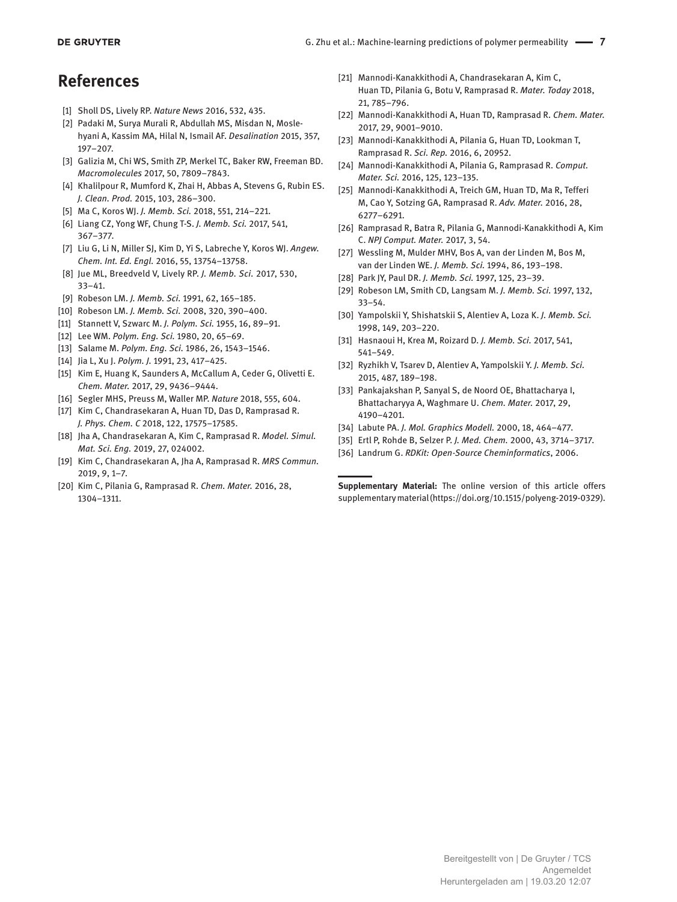## References

[1] Sholl DS, Lively RP. *Nature News* 2016, 532, 435.

[2] Padaki M, Surya Murali R, Abdullah MS, Misdan N, Moslehyani A, Kassim MA, Hilal N, Ismail AF. *Desalination* 2015, 357, 197–207.

[3] Galizia M, Chi WS, Smith ZP, Merkel TC, Baker RW, Freeman BD. *Macromolecules* 2017, 50, 7809–7843.

[4] Khalilpour R, Mumford K, Zhai H, Abbas A, Stevens G, Rubin ES. *J. Clean. Prod.* 2015, 103, 286–300.

[5] Ma C, Koros WJ. *J. Memb. Sci.* 2018, 551, 214–221.

[6] Liang CZ, Yong WF, Chung T-S. *J. Memb. Sci.* 2017, 541, 367–377.

[7] Liu G, Li N, Miller SJ, Kim D, Yi S, Labreche Y, Koros WJ. *Angew. Chem. Int. Ed. Engl.* 2016, 55, 13754–13758.

[8] Jue ML, Breedveld V, Lively RP. *J. Memb. Sci.* 2017, 530, 33–41.

[9] Robeson LM. *J. Memb. Sci.* 1991, 62, 165–185.

[10] Robeson LM. *J. Memb. Sci.* 2008, 320, 390–400.

[11] Stannett V, Szwarc M. *J. Polym. Sci.* 1955, 16, 89–91.

[12] Lee WM. *Polym. Eng. Sci.* 1980, 20, 65–69.

[13] Salame M. *Polym. Eng. Sci.* 1986, 26, 1543–1546.

[14] Jia L, Xu J. *Polym. J.* 1991, 23, 417–425.

[15] Kim E, Huang K, Saunders A, McCallum A, Ceder G, Olivetti E. *Chem. Mater.* 2017, 29, 9436–9444.

[16] Segler MHS, Preuss M, Waller MP. *Nature* 2018, 555, 604.

[17] Kim C, Chandrasekaran A, Huan TD, Das D, Ramprasad R. *J. Phys. Chem. C* 2018, 122, 17575–17585.

[18] Jha A, Chandrasekaran A, Kim C, Ramprasad R. *Model. Simul. Mat. Sci. Eng.* 2019, 27, 024002.

[19] Kim C, Chandrasekaran A, Jha A, Ramprasad R. *MRS Commun.* 2019, 9, 1–7.

[20] Kim C, Pilania G, Ramprasad R. *Chem. Mater.* 2016, 28, 1304–1311.

[21] Mannodi-Kanakkithodi A, Chandrasekaran A, Kim C, Huan TD, Pilania G, Botu V, Ramprasad R. *Mater. Today* 2018, 21, 785–796.

[22] Mannodi-Kanakkithodi A, Huan TD, Ramprasad R. *Chem. Mater.* 2017, 29, 9001–9010.

[23] Mannodi-Kanakkithodi A, Pilania G, Huan TD, Lookman T, Ramprasad R. *Sci. Rep.* 2016, 6, 20952.

[24] Mannodi-Kanakkithodi A, Pilania G, Ramprasad R. *Comput. Mater. Sci.* 2016, 125, 123–135.

[25] Mannodi-Kanakkithodi A, Treich GM, Huan TD, Ma R, Tefferi M, Cao Y, Sotzing GA, Ramprasad R. *Adv. Mater.* 2016, 28, 6277–6291.

[26] Ramprasad R, Batra R, Pilania G, Mannodi-Kanakkithodi A, Kim C. *NPJ Comput. Mater.* 2017, 3, 54.

[27] Wessling M, Mulder MHV, Bos A, van der Linden M, Bos M, van der Linden WE. *J. Memb. Sci.* 1994, 86, 193–198.

[28] Park JY, Paul DR. *J. Memb. Sci.* 1997, 125, 23–39.

[29] Robeson LM, Smith CD, Langsam M. *J. Memb. Sci.* 1997, 132, 33–54.

[30] Yampolskii Y, Shishatskii S, Alentiev A, Loza K. *J. Memb. Sci.* 1998, 149, 203–220.

[31] Hasnaoui H, Krea M, Roizard D. *J. Memb. Sci.* 2017, 541, 541–549.

[32] Ryzhikh V, Tsarev D, Alentiev A, Yampolskii Y. *J. Memb. Sci.* 2015, 487, 189–198.

[33] Pankajakshan P, Sanyal S, de Noord OE, Bhattacharya I, Bhattacharyya A, Waghmare U. *Chem. Mater.* 2017, 29, 4190–4201.

[34] Labute PA. *J. Mol. Graphics Modell.* 2000, 18, 464–477.

[35] Ertl P, Rohde B, Selzer P. *J. Med. Chem.* 2000, 43, 3714–3717.

[36] Landrum G. *RDKit: Open-Source Cheminformatics*, 2006.

---

**Supplementary Material:** The online version of this article offers supplementary material (https://doi.org/10.1515/polyeng-2019-0329).